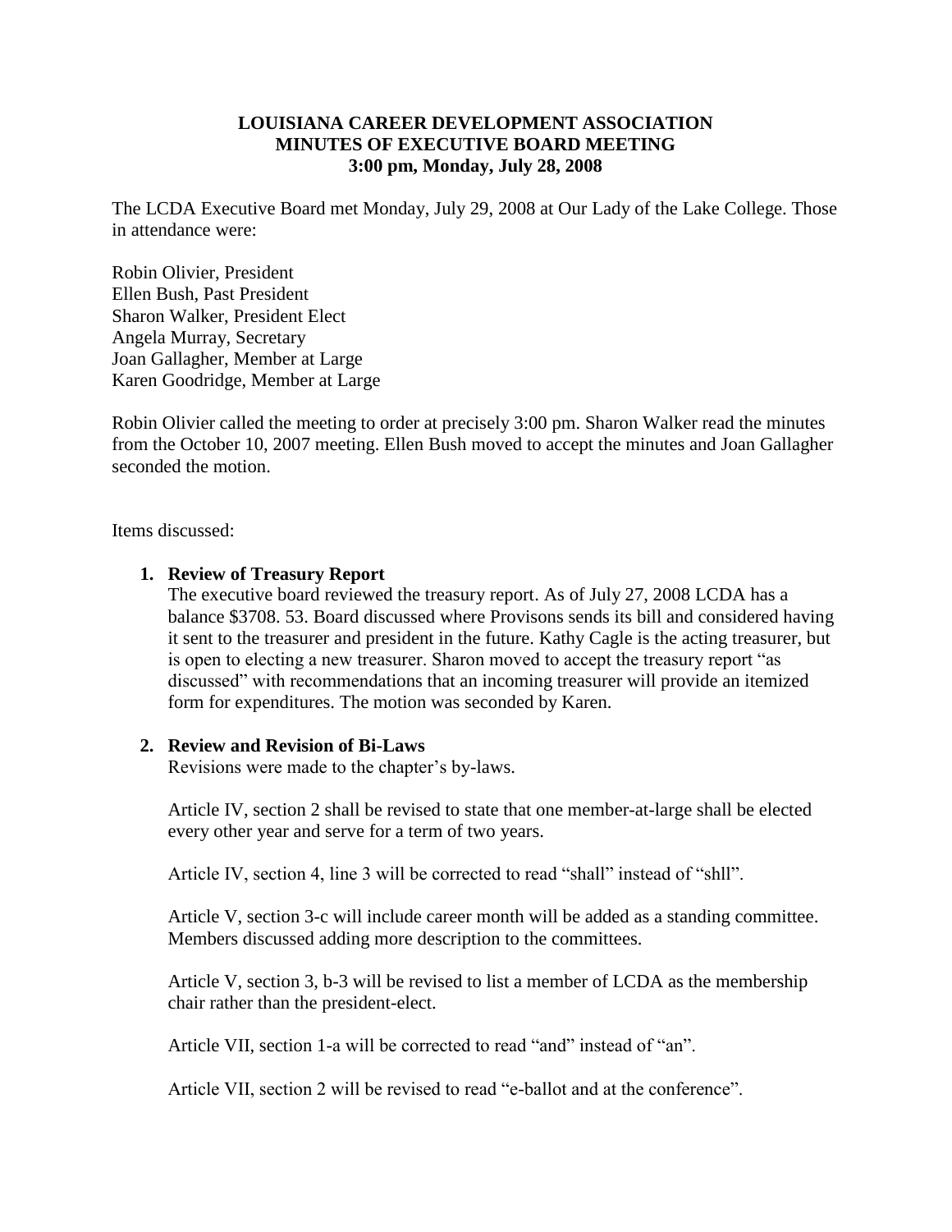**LOUISIANA CAREER DEVELOPMENT ASSOCIATION**
**MINUTES OF EXECUTIVE BOARD MEETING**
**3:00 pm, Monday, July 28, 2008**

The LCDA Executive Board met Monday, July 29, 2008 at Our Lady of the Lake College. Those in attendance were:

Robin Olivier, President
Ellen Bush, Past President
Sharon Walker, President Elect
Angela Murray, Secretary
Joan Gallagher, Member at Large
Karen Goodridge, Member at Large

Robin Olivier called the meeting to order at precisely 3:00 pm. Sharon Walker read the minutes from the October 10, 2007 meeting. Ellen Bush moved to accept the minutes and Joan Gallagher seconded the motion.

Items discussed:

1. **Review of Treasury Report**
   The executive board reviewed the treasury report. As of July 27, 2008 LCDA has a balance $3708. 53. Board discussed where Provisons sends its bill and considered having it sent to the treasurer and president in the future. Kathy Cagle is the acting treasurer, but is open to electing a new treasurer. Sharon moved to accept the treasury report "as discussed" with recommendations that an incoming treasurer will provide an itemized form for expenditures. The motion was seconded by Karen.

2. **Review and Revision of Bi-Laws**
   Revisions were made to the chapter's by-laws.

   Article IV, section 2 shall be revised to state that one member-at-large shall be elected every other year and serve for a term of two years.

   Article IV, section 4, line 3 will be corrected to read "shall" instead of "shll".

   Article V, section 3-c will include career month will be added as a standing committee. Members discussed adding more description to the committees.

   Article V, section 3, b-3 will be revised to list a member of LCDA as the membership chair rather than the president-elect.

   Article VII, section 1-a will be corrected to read "and" instead of "an".

   Article VII, section 2 will be revised to read "e-ballot and at the conference".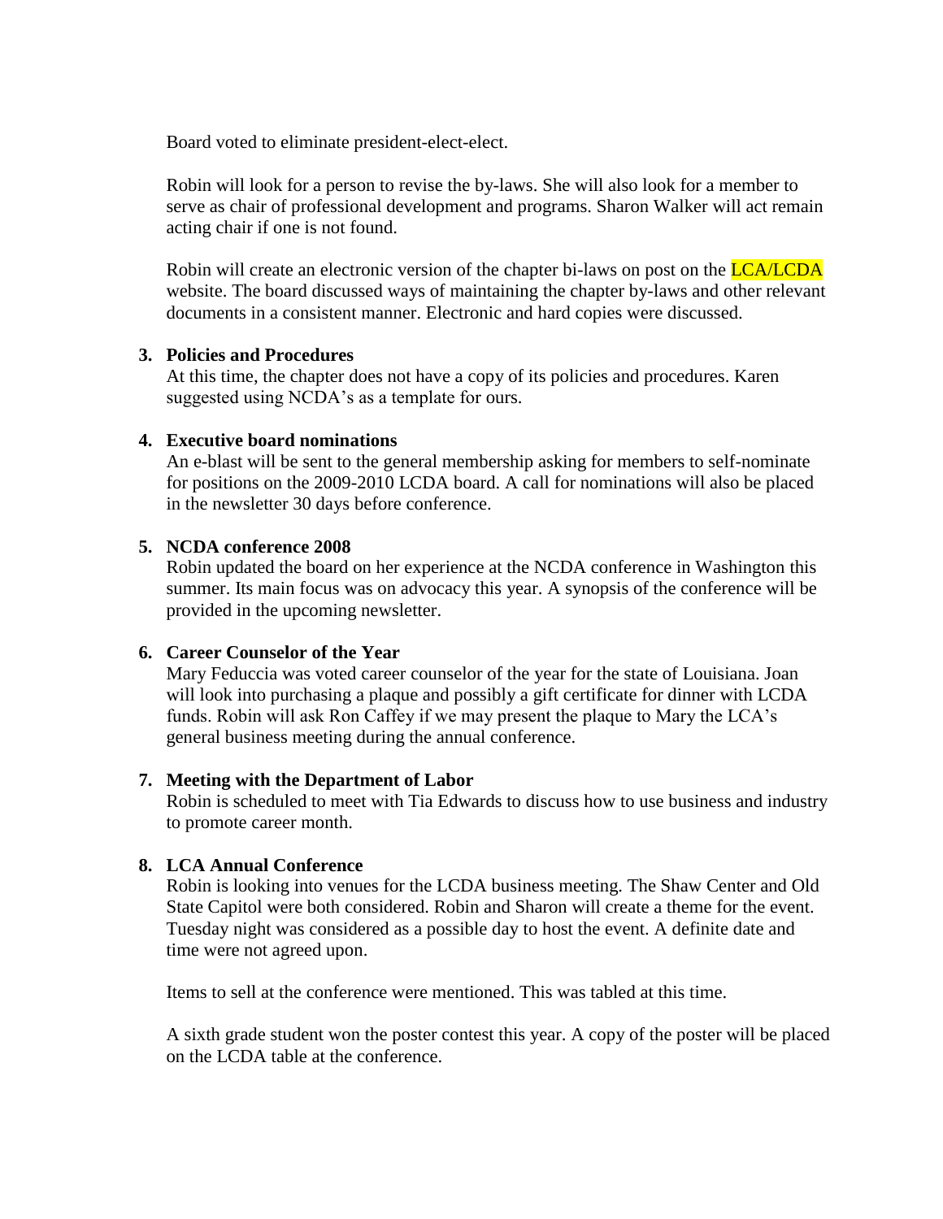Board voted to eliminate president-elect-elect.

Robin will look for a person to revise the by-laws. She will also look for a member to serve as chair of professional development and programs. Sharon Walker will act remain acting chair if one is not found.

Robin will create an electronic version of the chapter bi-laws on post on the LCA/LCDA website. The board discussed ways of maintaining the chapter by-laws and other relevant documents in a consistent manner. Electronic and hard copies were discussed.

3. **Policies and Procedures**
   At this time, the chapter does not have a copy of its policies and procedures. Karen suggested using NCDA's as a template for ours.

4. **Executive board nominations**
   An e-blast will be sent to the general membership asking for members to self-nominate for positions on the 2009-2010 LCDA board. A call for nominations will also be placed in the newsletter 30 days before conference.

5. **NCDA conference 2008**
   Robin updated the board on her experience at the NCDA conference in Washington this summer. Its main focus was on advocacy this year. A synopsis of the conference will be provided in the upcoming newsletter.

6. **Career Counselor of the Year**
   Mary Feduccia was voted career counselor of the year for the state of Louisiana. Joan will look into purchasing a plaque and possibly a gift certificate for dinner with LCDA funds. Robin will ask Ron Caffey if we may present the plaque to Mary the LCA's general business meeting during the annual conference.

7. **Meeting with the Department of Labor**
   Robin is scheduled to meet with Tia Edwards to discuss how to use business and industry to promote career month.

8. **LCA Annual Conference**
   Robin is looking into venues for the LCDA business meeting. The Shaw Center and Old State Capitol were both considered. Robin and Sharon will create a theme for the event. Tuesday night was considered as a possible day to host the event. A definite date and time were not agreed upon.

   Items to sell at the conference were mentioned. This was tabled at this time.

   A sixth grade student won the poster contest this year. A copy of the poster will be placed on the LCDA table at the conference.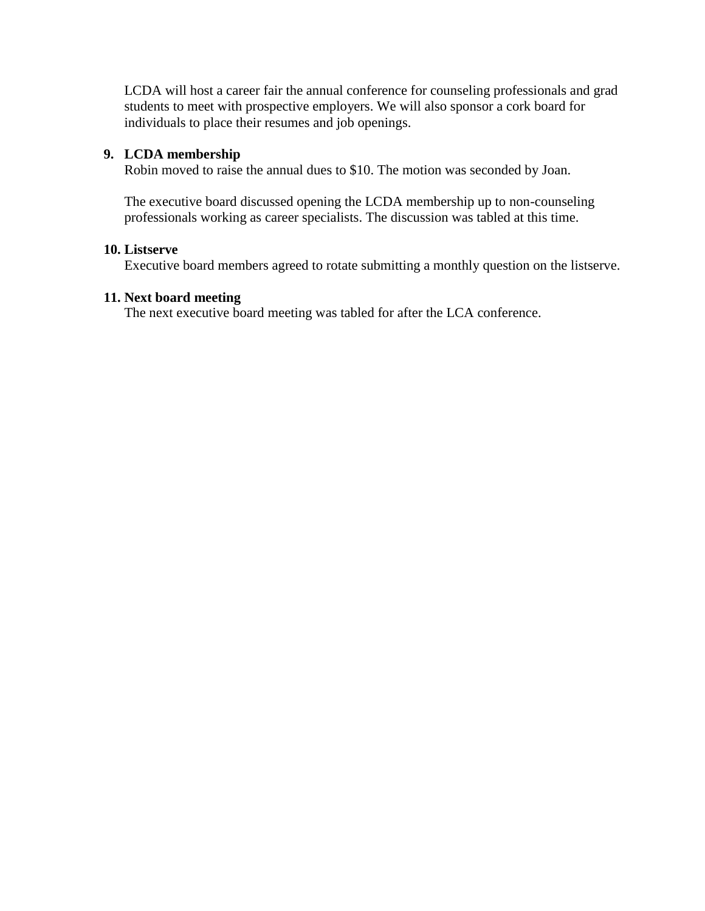LCDA will host a career fair the annual conference for counseling professionals and grad students to meet with prospective employers. We will also sponsor a cork board for individuals to place their resumes and job openings.

9. **LCDA membership**

   Robin moved to raise the annual dues to $10. The motion was seconded by Joan.

   The executive board discussed opening the LCDA membership up to non-counseling professionals working as career specialists. The discussion was tabled at this time.

10. **Listserve**

    Executive board members agreed to rotate submitting a monthly question on the listserve.

11. **Next board meeting**

    The next executive board meeting was tabled for after the LCA conference.